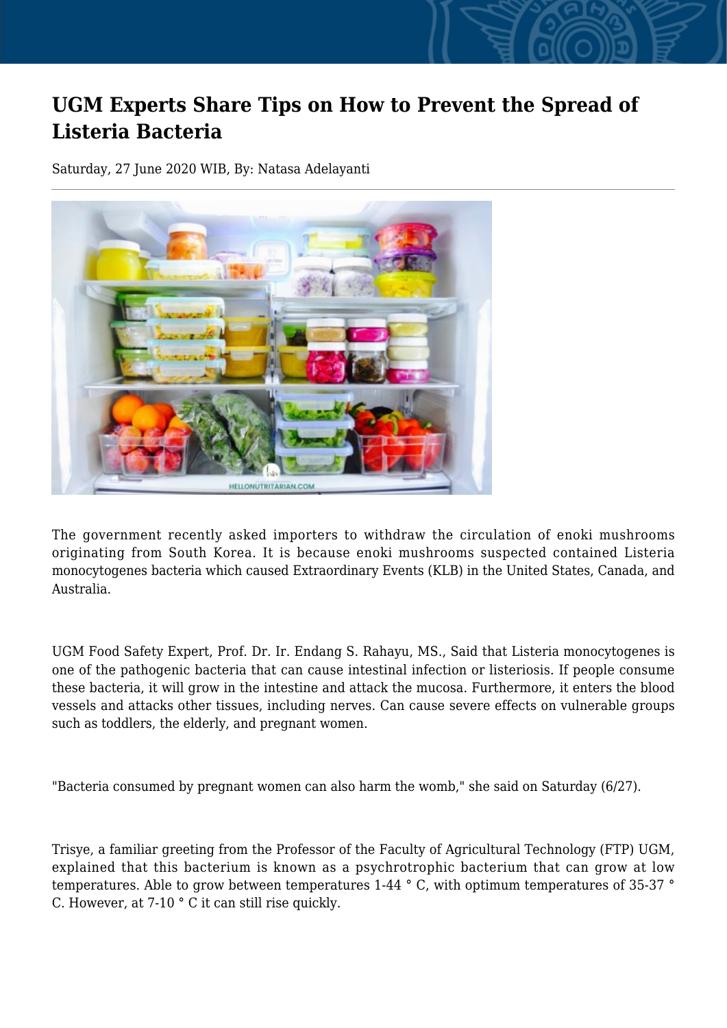# UGM Experts Share Tips on How to Prevent the Spread of Listeria Bacteria

Saturday, 27 June 2020 WIB, By: Natasa Adelayanti

The government recently asked importers to withdraw the circulation of enoki mushrooms originating from South Korea. It is because enoki mushrooms suspected contained Listeria monocytogenes bacteria which caused Extraordinary Events (KLB) in the United States, Canada, and Australia.

UGM Food Safety Expert, Prof. Dr. Ir. Endang S. Rahayu, MS., Said that Listeria monocytogenes is one of the pathogenic bacteria that can cause intestinal infection or listeriosis. If people consume these bacteria, it will grow in the intestine and attack the mucosa. Furthermore, it enters the blood vessels and attacks other tissues, including nerves. Can cause severe effects on vulnerable groups such as toddlers, the elderly, and pregnant women.

"Bacteria consumed by pregnant women can also harm the womb," she said on Saturday (6/27).

Trisye, a familiar greeting from the Professor of the Faculty of Agricultural Technology (FTP) UGM, explained that this bacterium is known as a psychrotrophic bacterium that can grow at low temperatures. Able to grow between temperatures 1-44 ° C, with optimum temperatures of 35-37 ° C. However, at 7-10 ° C it can still rise quickly.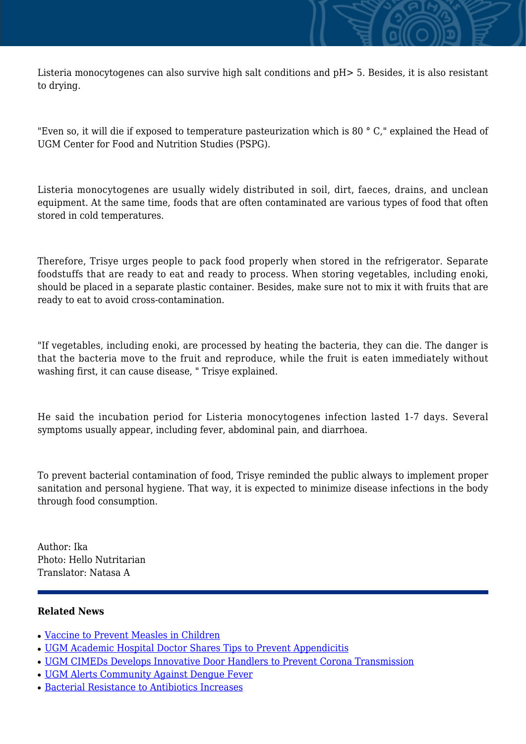Listeria monocytogenes can also survive high salt conditions and pH> 5. Besides, it is also resistant to drying.

"Even so, it will die if exposed to temperature pasteurization which is 80 ° C," explained the Head of UGM Center for Food and Nutrition Studies (PSPG).

Listeria monocytogenes are usually widely distributed in soil, dirt, faeces, drains, and unclean equipment. At the same time, foods that are often contaminated are various types of food that often stored in cold temperatures.

Therefore, Trisye urges people to pack food properly when stored in the refrigerator. Separate foodstuffs that are ready to eat and ready to process. When storing vegetables, including enoki, should be placed in a separate plastic container. Besides, make sure not to mix it with fruits that are ready to eat to avoid cross-contamination.

"If vegetables, including enoki, are processed by heating the bacteria, they can die. The danger is that the bacteria move to the fruit and reproduce, while the fruit is eaten immediately without washing first, it can cause disease, " Trisye explained.

He said the incubation period for Listeria monocytogenes infection lasted 1-7 days. Several symptoms usually appear, including fever, abdominal pain, and diarrhoea.

To prevent bacterial contamination of food, Trisye reminded the public always to implement proper sanitation and personal hygiene. That way, it is expected to minimize disease infections in the body through food consumption.

Author: Ika
Photo: Hello Nutritarian
Translator: Natasa A

**Related News**

- Vaccine to Prevent Measles in Children
- UGM Academic Hospital Doctor Shares Tips to Prevent Appendicitis
- UGM CIMEDs Develops Innovative Door Handlers to Prevent Corona Transmission
- UGM Alerts Community Against Dengue Fever
- Bacterial Resistance to Antibiotics Increases